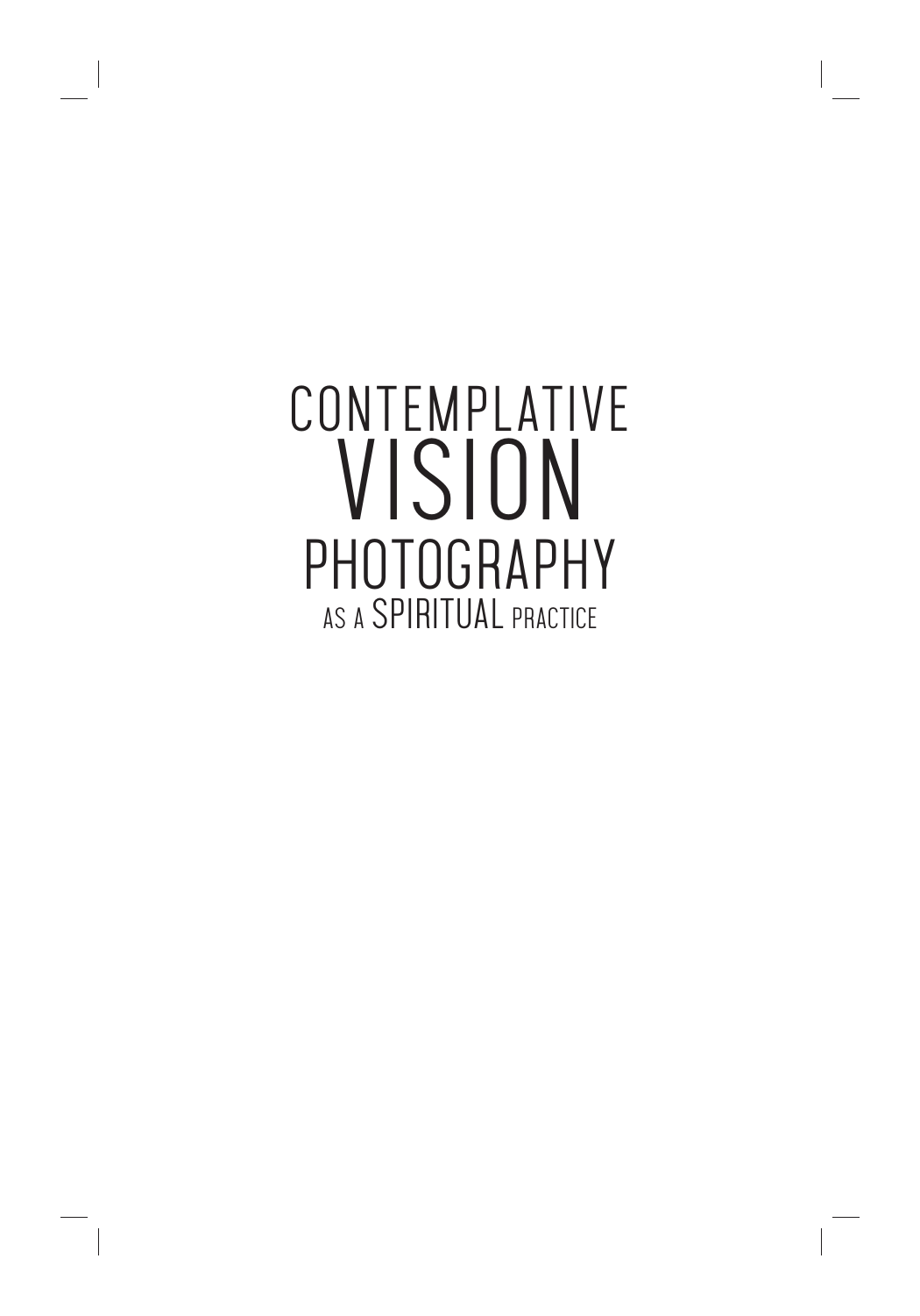# CONTEMPLATIVE VISION

## PHOTOGRAPHY AS A SPIRITUAL PRACTICE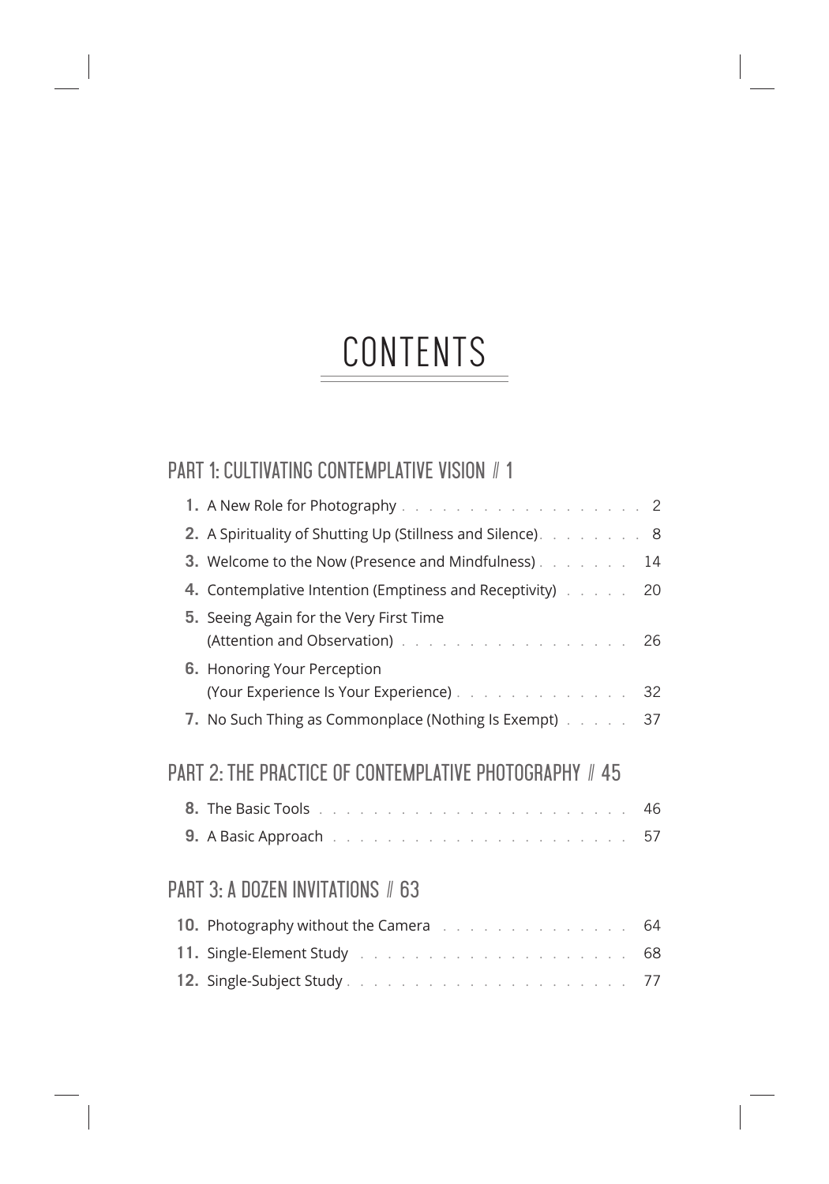# CONTENTS

## PART 1: CULTIVATING CONTEMPLATIVE VISION // 1

**1.** A New Role for Photography . . . . . . . . . . . . . . . . . . 2

**2.** A Spirituality of Shutting Up (Stillness and Silence). . . . . . . . 8

**3.** Welcome to the Now (Presence and Mindfulness) . . . . . . . 14

**4.** Contemplative Intention (Emptiness and Receptivity) . . . . . 20

**5.** Seeing Again for the Very First Time (Attention and Observation) . . . . . . . . . . . . . . . . 26

**6.** Honoring Your Perception (Your Experience Is Your Experience) . . . . . . . . . . . . . 32

**7.** No Such Thing as Commonplace (Nothing Is Exempt) . . . . . 37

## PART 2: THE PRACTICE OF CONTEMPLATIVE PHOTOGRAPHY // 45

**8.** The Basic Tools . . . . . . . . . . . . . . . . . . . . . . 46

**9.** A Basic Approach . . . . . . . . . . . . . . . . . . . . . 57

## PART 3: A DOZEN INVITATIONS // 63

**10.** Photography without the Camera . . . . . . . . . . . . . . 64

**11.** Single-Element Study . . . . . . . . . . . . . . . . . . . 68

**12.** Single-Subject Study . . . . . . . . . . . . . . . . . . . 77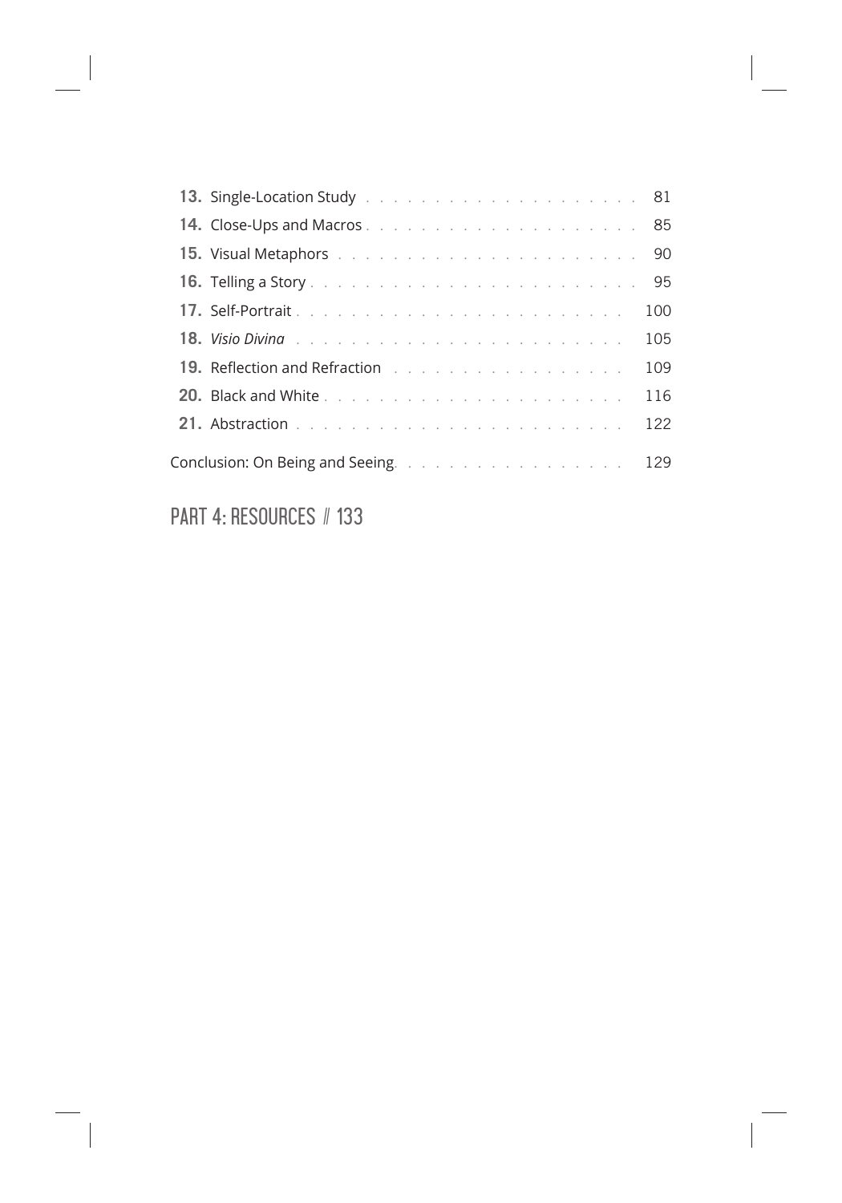**13.** Single-Location Study . . . . . . . . . . . . . . . . . . . . 81

**14.** Close-Ups and Macros . . . . . . . . . . . . . . . . . . . . 85

**15.** Visual Metaphors . . . . . . . . . . . . . . . . . . . . . 90

**16.** Telling a Story . . . . . . . . . . . . . . . . . . . . . . 95

**17.** Self-Portrait . . . . . . . . . . . . . . . . . . . . . . 100

**18.** *Visio Divina* . . . . . . . . . . . . . . . . . . . . . . 105

**19.** Reflection and Refraction . . . . . . . . . . . . . . . . . 109

**20.** Black and White . . . . . . . . . . . . . . . . . . . . . 116

**21.** Abstraction . . . . . . . . . . . . . . . . . . . . . . . 122

Conclusion: On Being and Seeing. . . . . . . . . . . . . . . . . . 129

## PART 4: RESOURCES // 133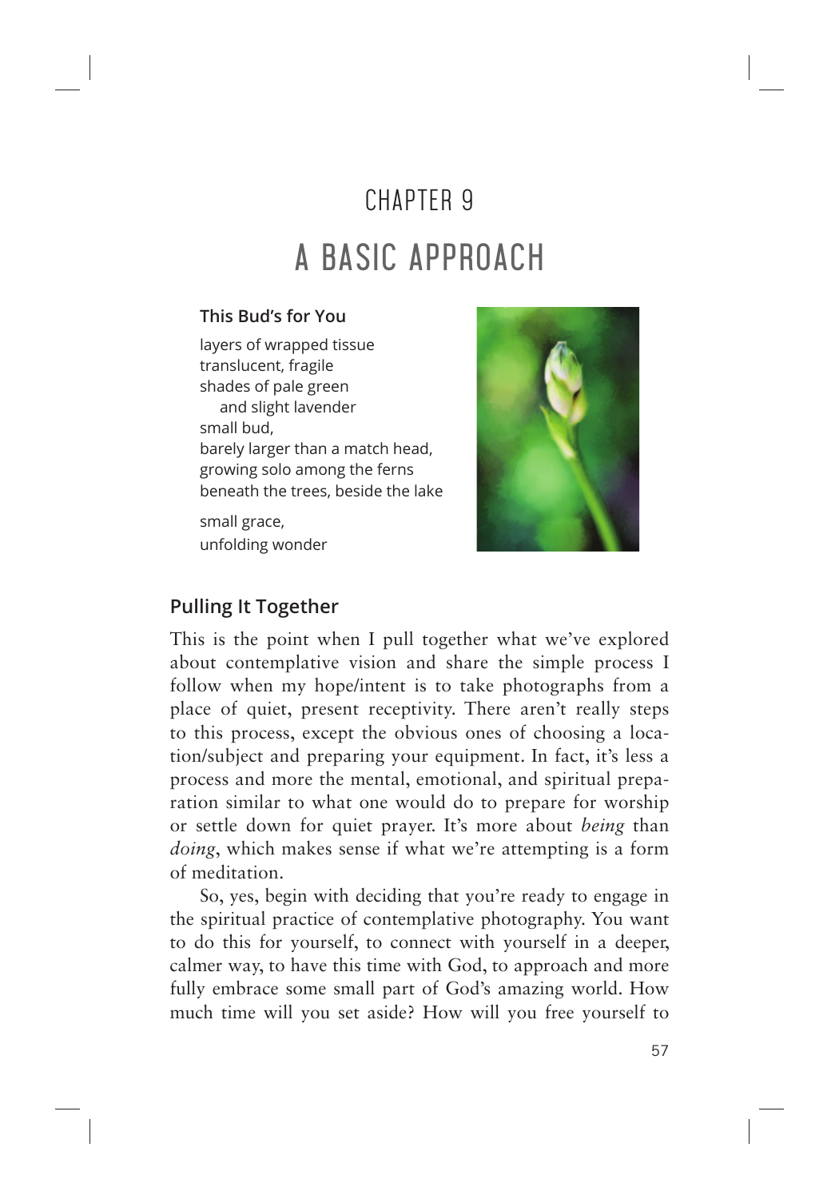# CHAPTER 9

# A BASIC APPROACH

**This Bud's for You**

layers of wrapped tissue
translucent, fragile
shades of pale green
  and slight lavender
small bud,
barely larger than a match head,
growing solo among the ferns
beneath the trees, beside the lake

small grace,
unfolding wonder

## Pulling It Together

This is the point when I pull together what we've explored about contemplative vision and share the simple process I follow when my hope/intent is to take photographs from a place of quiet, present receptivity. There aren't really steps to this process, except the obvious ones of choosing a location/subject and preparing your equipment. In fact, it's less a process and more the mental, emotional, and spiritual preparation similar to what one would do to prepare for worship or settle down for quiet prayer. It's more about *being* than *doing*, which makes sense if what we're attempting is a form of meditation.

So, yes, begin with deciding that you're ready to engage in the spiritual practice of contemplative photography. You want to do this for yourself, to connect with yourself in a deeper, calmer way, to have this time with God, to approach and more fully embrace some small part of God's amazing world. How much time will you set aside? How will you free yourself to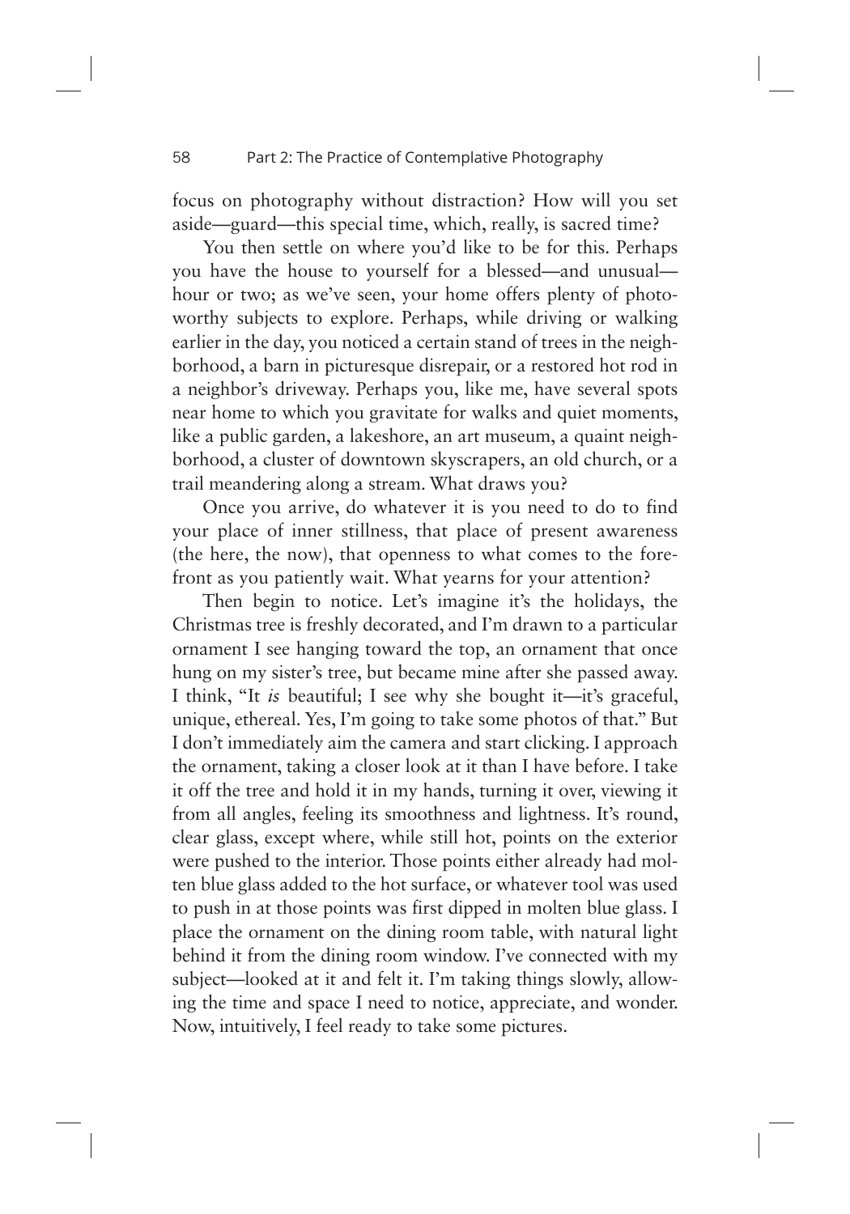focus on photography without distraction? How will you set aside—guard—this special time, which, really, is sacred time?

You then settle on where you'd like to be for this. Perhaps you have the house to yourself for a blessed—and unusual—hour or two; as we've seen, your home offers plenty of photo-worthy subjects to explore. Perhaps, while driving or walking earlier in the day, you noticed a certain stand of trees in the neighborhood, a barn in picturesque disrepair, or a restored hot rod in a neighbor's driveway. Perhaps you, like me, have several spots near home to which you gravitate for walks and quiet moments, like a public garden, a lakeshore, an art museum, a quaint neighborhood, a cluster of downtown skyscrapers, an old church, or a trail meandering along a stream. What draws you?

Once you arrive, do whatever it is you need to do to find your place of inner stillness, that place of present awareness (the here, the now), that openness to what comes to the forefront as you patiently wait. What yearns for your attention?

Then begin to notice. Let's imagine it's the holidays, the Christmas tree is freshly decorated, and I'm drawn to a particular ornament I see hanging toward the top, an ornament that once hung on my sister's tree, but became mine after she passed away. I think, "It *is* beautiful; I see why she bought it—it's graceful, unique, ethereal. Yes, I'm going to take some photos of that." But I don't immediately aim the camera and start clicking. I approach the ornament, taking a closer look at it than I have before. I take it off the tree and hold it in my hands, turning it over, viewing it from all angles, feeling its smoothness and lightness. It's round, clear glass, except where, while still hot, points on the exterior were pushed to the interior. Those points either already had molten blue glass added to the hot surface, or whatever tool was used to push in at those points was first dipped in molten blue glass. I place the ornament on the dining room table, with natural light behind it from the dining room window. I've connected with my subject—looked at it and felt it. I'm taking things slowly, allowing the time and space I need to notice, appreciate, and wonder. Now, intuitively, I feel ready to take some pictures.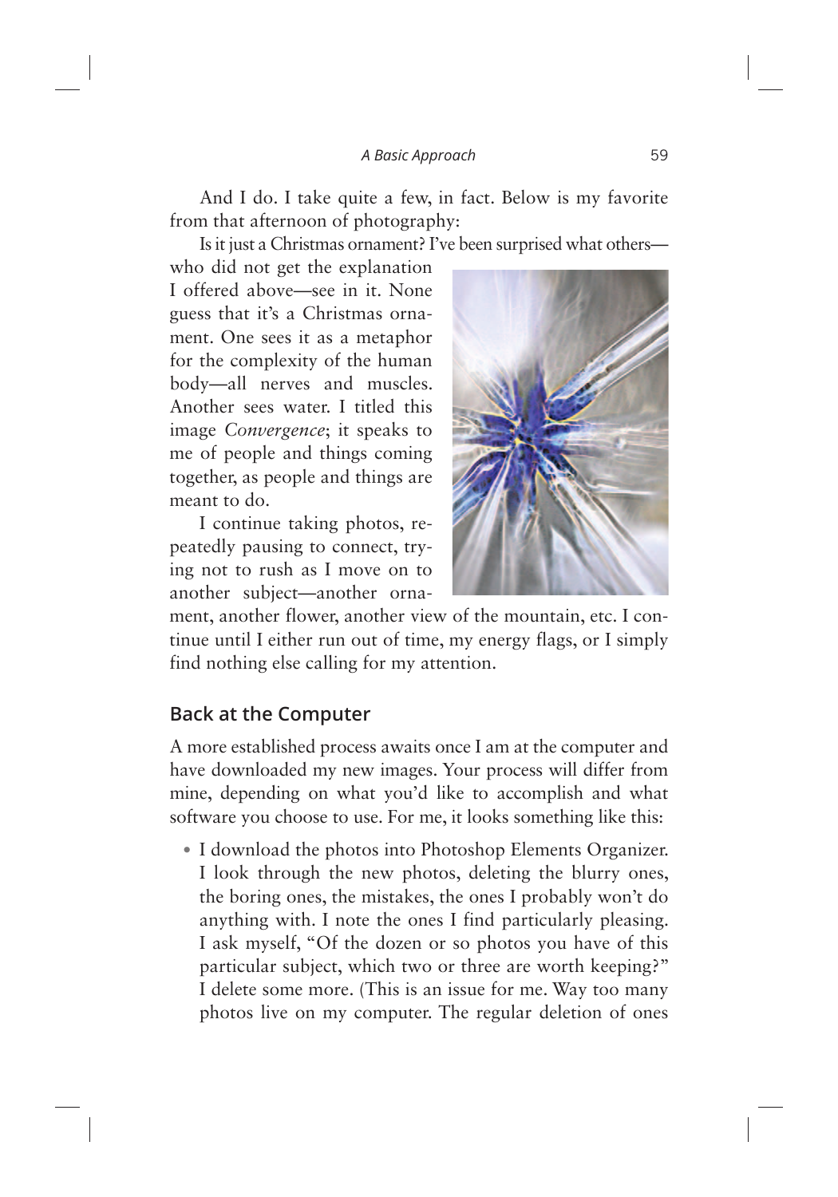And I do. I take quite a few, in fact. Below is my favorite from that afternoon of photography:

Is it just a Christmas ornament? I've been surprised what others—who did not get the explanation I offered above—see in it. None guess that it's a Christmas ornament. One sees it as a metaphor for the complexity of the human body—all nerves and muscles. Another sees water. I titled this image *Convergence*; it speaks to me of people and things coming together, as people and things are meant to do.

I continue taking photos, repeatedly pausing to connect, trying not to rush as I move on to another subject—another ornament, another flower, another view of the mountain, etc. I continue until I either run out of time, my energy flags, or I simply find nothing else calling for my attention.

## Back at the Computer

A more established process awaits once I am at the computer and have downloaded my new images. Your process will differ from mine, depending on what you'd like to accomplish and what software you choose to use. For me, it looks something like this:

- I download the photos into Photoshop Elements Organizer. I look through the new photos, deleting the blurry ones, the boring ones, the mistakes, the ones I probably won't do anything with. I note the ones I find particularly pleasing. I ask myself, "Of the dozen or so photos you have of this particular subject, which two or three are worth keeping?" I delete some more. (This is an issue for me. Way too many photos live on my computer. The regular deletion of ones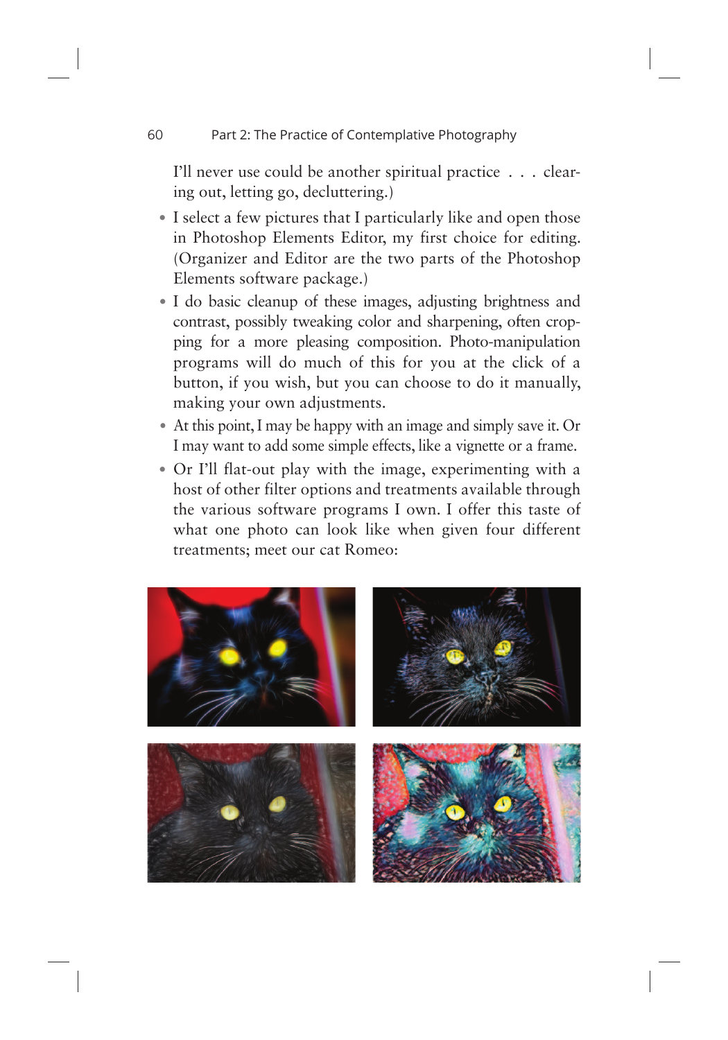I'll never use could be another spiritual practice . . . clearing out, letting go, decluttering.)

- I select a few pictures that I particularly like and open those in Photoshop Elements Editor, my first choice for editing. (Organizer and Editor are the two parts of the Photoshop Elements software package.)
- I do basic cleanup of these images, adjusting brightness and contrast, possibly tweaking color and sharpening, often cropping for a more pleasing composition. Photo-manipulation programs will do much of this for you at the click of a button, if you wish, but you can choose to do it manually, making your own adjustments.
- At this point, I may be happy with an image and simply save it. Or I may want to add some simple effects, like a vignette or a frame.
- Or I'll flat-out play with the image, experimenting with a host of other filter options and treatments available through the various software programs I own. I offer this taste of what one photo can look like when given four different treatments; meet our cat Romeo: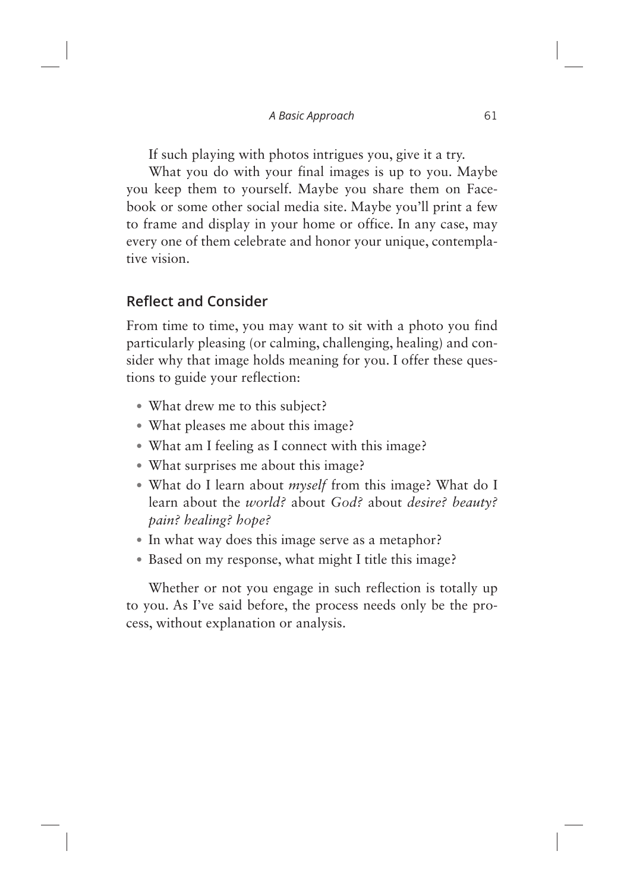If such playing with photos intrigues you, give it a try.

What you do with your final images is up to you. Maybe you keep them to yourself. Maybe you share them on Facebook or some other social media site. Maybe you'll print a few to frame and display in your home or office. In any case, may every one of them celebrate and honor your unique, contemplative vision.

## Reflect and Consider

From time to time, you may want to sit with a photo you find particularly pleasing (or calming, challenging, healing) and consider why that image holds meaning for you. I offer these questions to guide your reflection:

- What drew me to this subject?
- What pleases me about this image?
- What am I feeling as I connect with this image?
- What surprises me about this image?
- What do I learn about *myself* from this image? What do I learn about the *world?* about *God?* about *desire? beauty? pain? healing? hope?*
- In what way does this image serve as a metaphor?
- Based on my response, what might I title this image?

Whether or not you engage in such reflection is totally up to you. As I've said before, the process needs only be the process, without explanation or analysis.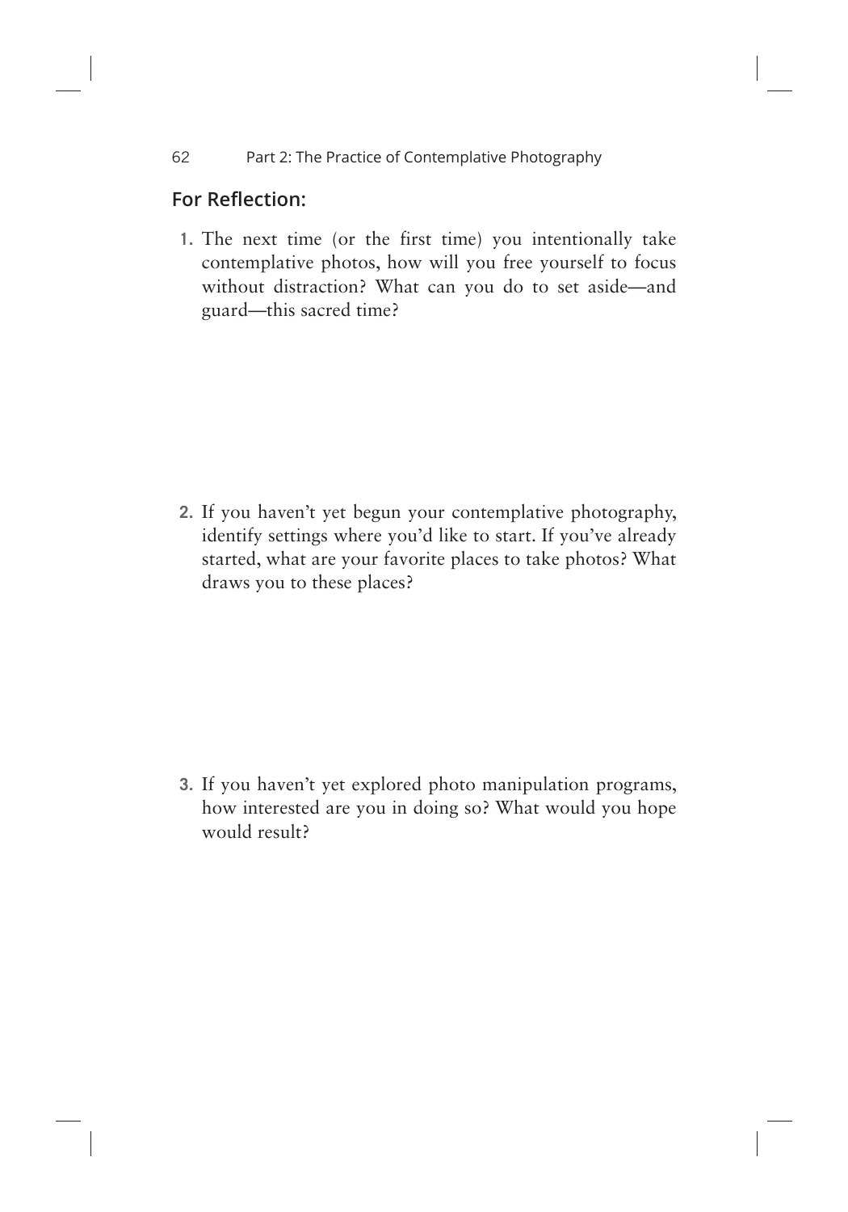## For Reflection:

1. The next time (or the first time) you intentionally take contemplative photos, how will you free yourself to focus without distraction? What can you do to set aside—and guard—this sacred time?

2. If you haven't yet begun your contemplative photography, identify settings where you'd like to start. If you've already started, what are your favorite places to take photos? What draws you to these places?

3. If you haven't yet explored photo manipulation programs, how interested are you in doing so? What would you hope would result?